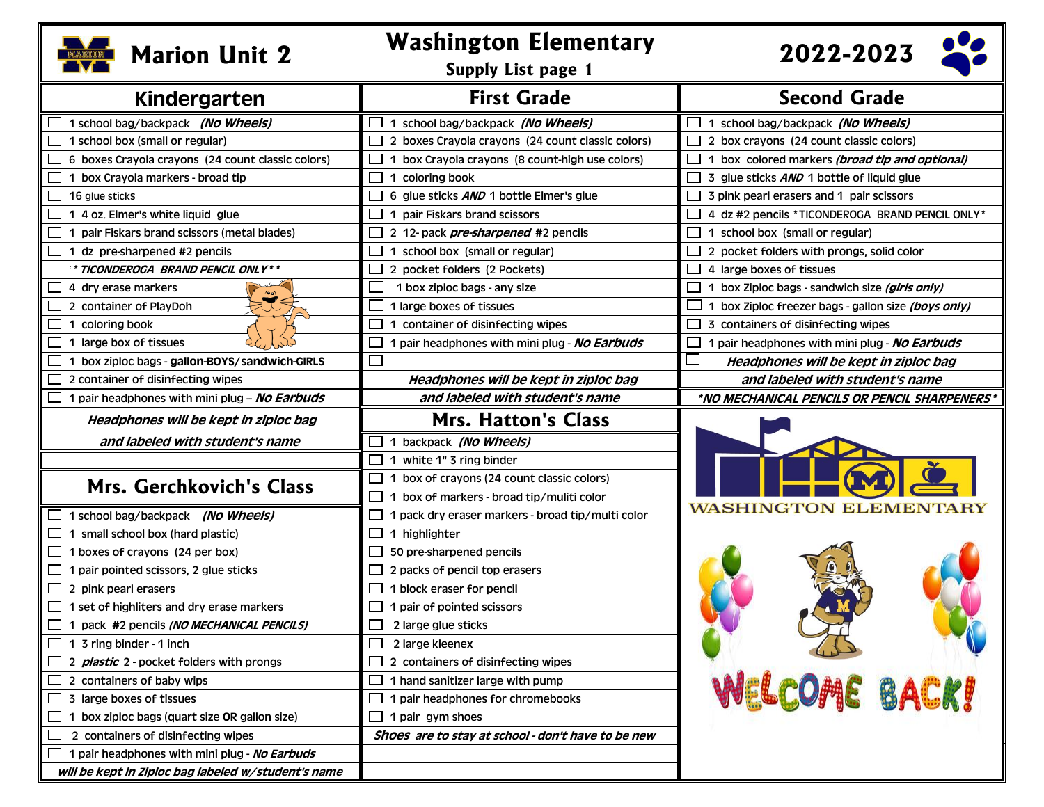# Marion Unit 2 — Washington Elementary — 2022-2023

## Supply List page 1

## Kindergarten

- ☐ 1 school bag/backpack ***(No Wheels)***
- ☐ 1 school box (small or regular)
- ☐ 6 boxes Crayola crayons (24 count classic colors)
- ☐ 1 box Crayola markers - broad tip
- ☐ 16 glue sticks
- ☐ 1 4 oz. Elmer's white liquid glue
- ☐ 1 pair Fiskars brand scissors (metal blades)
- ☐ 1 dz pre-sharpened #2 pencils
  ***TICONDEROGA BRAND PENCIL ONLY***
- ☐ 4 dry erase markers
- ☐ 2 container of PlayDoh
- ☐ 1 coloring book
- ☐ 1 large box of tissues
- ☐ 1 box ziploc bags - **gallon-BOYS/sandwich-GIRLS**
- ☐ 2 container of disinfecting wipes
- ☐ 1 pair headphones with mini plug – ***No Earbuds***

***Headphones will be kept in ziploc bag and labeled with student's name***

## Mrs. Gerchkovich's Class

- ☐ 1 school bag/backpack ***(No Wheels)***
- ☐ 1 small school box (hard plastic)
- ☐ 1 boxes of crayons (24 per box)
- ☐ 1 pair pointed scissors, 2 glue sticks
- ☐ 2 pink pearl erasers
- ☐ 1 set of highliters and dry erase markers
- ☐ 1 pack #2 pencils ***(NO MECHANICAL PENCILS)***
- ☐ 1 3 ring binder - 1 inch
- ☐ 2 ***plastic*** 2 - pocket folders with prongs
- ☐ 2 containers of baby wips
- ☐ 3 large boxes of tissues
- ☐ 1 box ziploc bags (quart size **OR** gallon size)
- ☐ 2 containers of disinfecting wipes
- ☐ 1 pair headphones with mini plug - ***No Earbuds***

***will be kept in Ziploc bag labeled w/student's name***

## First Grade

- ☐ 1 school bag/backpack ***(No Wheels)***
- ☐ 2 boxes Crayola crayons (24 count classic colors)
- ☐ 1 box Crayola crayons (8 count-high use colors)
- ☐ 1 coloring book
- ☐ 6 glue sticks ***AND*** 1 bottle Elmer's glue
- ☐ 1 pair Fiskars brand scissors
- ☐ 2 12- pack ***pre-sharpened*** #2 pencils
- ☐ 1 school box (small or regular)
- ☐ 2 pocket folders (2 Pockets)
- ☐ 1 box ziploc bags - any size
- ☐ 1 large boxes of tissues
- ☐ 1 container of disinfecting wipes
- ☐ 1 pair headphones with mini plug - ***No Earbuds***
- ☐

***Headphones will be kept in ziploc bag and labeled with student's name***

## Mrs. Hatton's Class

- ☐ 1 backpack ***(No Wheels)***
- ☐ 1 white 1" 3 ring binder
- ☐ 1 box of crayons (24 count classic colors)
- ☐ 1 box of markers - broad tip/muliti color
- ☐ 1 pack dry eraser markers - broad tip/multi color
- ☐ 1 highlighter
- ☐ 50 pre-sharpened pencils
- ☐ 2 packs of pencil top erasers
- ☐ 1 block eraser for pencil
- ☐ 1 pair of pointed scissors
- ☐ 2 large glue sticks
- ☐ 2 large kleenex
- ☐ 2 containers of disinfecting wipes
- ☐ 1 hand sanitizer large with pump
- ☐ 1 pair headphones for chromebooks
- ☐ 1 pair gym shoes

***Shoes are to stay at school - don't have to be new***

## Second Grade

- ☐ 1 school bag/backpack ***(No Wheels)***
- ☐ 2 box crayons (24 count classic colors)
- ☐ 1 box colored markers ***(broad tip and optional)***
- ☐ 3 glue sticks ***AND*** 1 bottle of liquid glue
- ☐ 3 pink pearl erasers and 1 pair scissors
- ☐ 4 dz #2 pencils *TICONDEROGA BRAND PENCIL ONLY*
- ☐ 1 school box (small or regular)
- ☐ 2 pocket folders with prongs, solid color
- ☐ 4 large boxes of tissues
- ☐ 1 box Ziploc bags - sandwich size ***(girls only)***
- ☐ 1 box Ziploc freezer bags - gallon size ***(boys only)***
- ☐ 3 containers of disinfecting wipes
- ☐ 1 pair headphones with mini plug - ***No Earbuds***

***Headphones will be kept in ziploc bag and labeled with student's name***

****NO MECHANICAL PENCILS OR PENCIL SHARPENERS****

WASHINGTON ELEMENTARY

WELCOME BACK!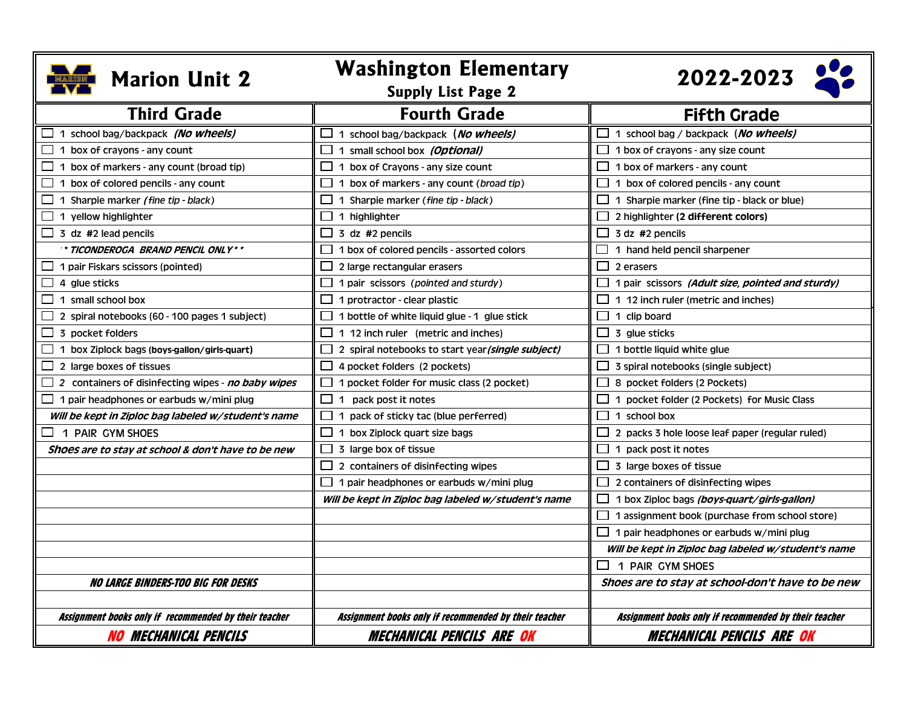# Marion Unit 2 — Washington Elementary — 2022-2023

## Supply List Page 2

| Third Grade | Fourth Grade | Fifth Grade |
|---|---|---|
| ☐ 1 school bag/backpack ***(No wheels)*** | ☐ 1 school bag/backpack ***(No wheels)*** | ☐ 1 school bag / backpack ***(No wheels)*** |
| ☐ 1 box of crayons - any count | ☐ 1 small school box ***(Optional)*** | ☐ 1 box of crayons - any size count |
| ☐ 1 box of markers - any count (broad tip) | ☐ 1 box of Crayons - any size count | ☐ 1 box of markers - any count |
| ☐ 1 box of colored pencils - any count | ☐ 1 box of markers - any count (*broad tip*) | ☐ 1 box of colored pencils - any count |
| ☐ 1 Sharpie marker (*fine tip - black*) | ☐ 1 Sharpie marker (*fine tip - black*) | ☐ 1 Sharpie marker (fine tip - black or blue) |
| ☐ 1 yellow highlighter | ☐ 1 highlighter | ☐ 2 highlighter (**2 different colors)** |
| ☐ 3 dz #2 lead pencils | ☐ 3 dz #2 pencils | ☐ 3 dz #2 pencils |
| ***** TICONDEROGA BRAND PENCIL ONLY*** *** | ☐ 1 box of colored pencils - assorted colors | ☐ 1 hand held pencil sharpener |
| ☐ 1 pair Fiskars scissors (pointed) | ☐ 2 large rectangular erasers | ☐ 2 erasers |
| ☐ 4 glue sticks | ☐ 1 pair scissors (*pointed and sturdy*) | ☐ 1 pair scissors ***(Adult size, pointed and sturdy)*** |
| ☐ 1 small school box | ☐ 1 protractor - clear plastic | ☐ 1 12 inch ruler (metric and inches) |
| ☐ 2 spiral notebooks (60 - 100 pages 1 subject) | ☐ 1 bottle of white liquid glue - 1 glue stick | ☐ 1 clip board |
| ☐ 3 pocket folders | ☐ 1 12 inch ruler (metric and inches) | ☐ 3 glue sticks |
| ☐ 1 box Ziplock bags (**boys-gallon/girls-quart)** | ☐ 2 spiral notebooks to start year ***(single subject)*** | ☐ 1 bottle liquid white glue |
| ☐ 2 large boxes of tissues | ☐ 4 pocket folders (2 pockets) | ☐ 3 spiral notebooks (single subject) |
| ☐ 2 containers of disinfecting wipes - ***no baby wipes*** | ☐ 1 pocket folder for music class (2 pocket) | ☐ 8 pocket folders (2 Pockets) |
| ☐ 1 pair headphones or earbuds w/mini plug | ☐ 1 pack post it notes | ☐ 1 pocket folder (2 Pockets) for Music Class |
| ***Will be kept in Ziploc bag labeled w/student's name*** | ☐ 1 pack of sticky tac (blue perferred) | ☐ 1 school box |
| ☐ 1 PAIR GYM SHOES | ☐ 1 box Ziplock quart size bags | ☐ 2 packs 3 hole loose leaf paper (regular ruled) |
| ***Shoes are to stay at school & don't have to be new*** | ☐ 3 large box of tissue | ☐ 1 pack post it notes |
| | ☐ 2 containers of disinfecting wipes | ☐ 3 large boxes of tissue |
| | ☐ 1 pair headphones or earbuds w/mini plug | ☐ 2 containers of disinfecting wipes |
| | ***Will be kept in Ziploc bag labeled w/student's name*** | ☐ 1 box Ziploc bags ***(boys-quart/girls-gallon)*** |
| | | ☐ 1 assignment book (purchase from school store) |
| | | ☐ 1 pair headphones or earbuds w/mini plug |
| | | ***Will be kept in Ziploc bag labeled w/student's name*** |
| | | ☐ 1 PAIR GYM SHOES |
| ***NO LARGE BINDERS-TOO BIG FOR DESKS*** | | ***Shoes are to stay at school-don't have to be new*** |
| | | |
| ***Assignment books only if recommended by their teacher*** | ***Assignment books only if recommended by their teacher*** | ***Assignment books only if recommended by their teacher*** |
| ***NO MECHANICAL PENCILS*** | ***MECHANICAL PENCILS ARE OK*** | ***MECHANICAL PENCILS ARE OK*** |